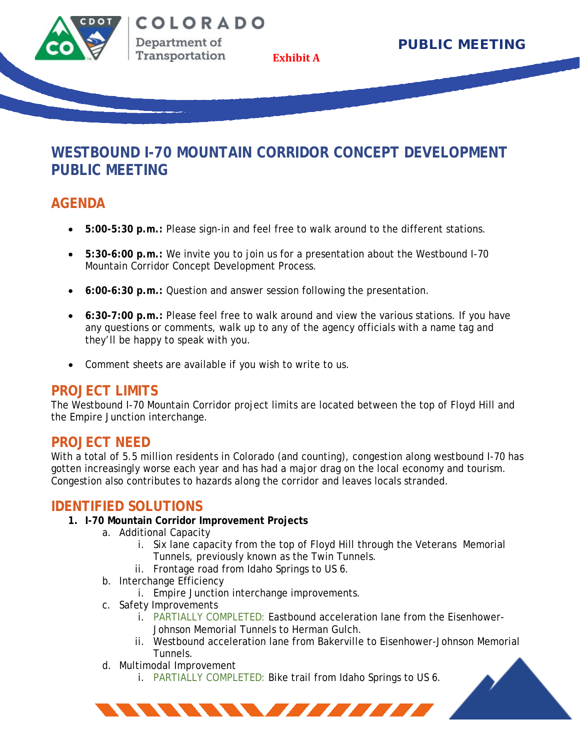COLORADO Department of Transportation

Exhibit A

PUBLIC MEETING

# WESTBOUND I-70 MOUNTAIN CORRIDOR CONCEPT DEVELOPMENT PUBLIC MEETING

## AGENDA

- **5:00-5:30 p.m.:** Please sign-in and feel free to walk around to the different stations.
- **5:30-6:00 p.m.:** We invite you to join us for a presentation about the Westbound I-70 Mountain Corridor Concept Development Process.
- **6:00-6:30 p.m.:** Question and answer session following the presentation.
- **6:30-7:00 p.m.:** Please feel free to walk around and view the various stations. If you have any questions or comments, walk up to any of the agency officials with a name tag and they'll be happy to speak with you.
- Comment sheets are available if you wish to write to us.

## PROJECT LIMITS

The Westbound I-70 Mountain Corridor project limits are located between the top of Floyd Hill and the Empire Junction interchange.

## PROJECT NEED

With a total of 5.5 million residents in Colorado (and counting), congestion along westbound I-70 has gotten increasingly worse each year and has had a major drag on the local economy and tourism. Congestion also contributes to hazards along the corridor and leaves locals stranded.

## IDENTIFIED SOLUTIONS

1. **I-70 Mountain Corridor Improvement Projects**
   a. Additional Capacity
      i. Six lane capacity from the top of Floyd Hill through the Veterans Memorial Tunnels, previously known as the Twin Tunnels.
      ii. Frontage road from Idaho Springs to US 6.
   b. Interchange Efficiency
      i. Empire Junction interchange improvements.
   c. Safety Improvements
      i. PARTIALLY COMPLETED: Eastbound acceleration lane from the Eisenhower-Johnson Memorial Tunnels to Herman Gulch.
      ii. Westbound acceleration lane from Bakerville to Eisenhower-Johnson Memorial Tunnels.
   d. Multimodal Improvement
      i. PARTIALLY COMPLETED: Bike trail from Idaho Springs to US 6.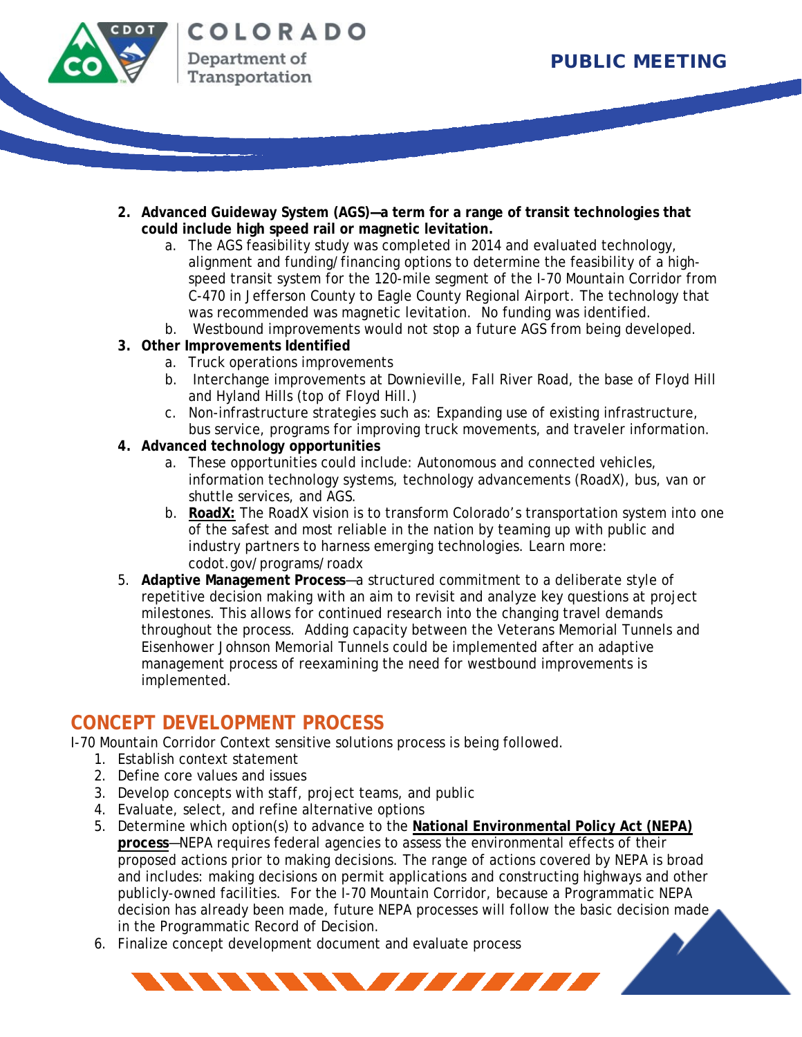2. **Advanced Guideway System (AGS)—a term for a range of transit technologies that could include high speed rail or magnetic levitation.**
    a. The AGS feasibility study was completed in 2014 and evaluated technology, alignment and funding/financing options to determine the feasibility of a high-speed transit system for the 120-mile segment of the I-70 Mountain Corridor from C-470 in Jefferson County to Eagle County Regional Airport. The technology that was recommended was magnetic levitation. No funding was identified.
    b. Westbound improvements would not stop a future AGS from being developed.
3. **Other Improvements Identified**
    a. Truck operations improvements
    b. Interchange improvements at Downieville, Fall River Road, the base of Floyd Hill and Hyland Hills (top of Floyd Hill.)
    c. Non-infrastructure strategies such as: Expanding use of existing infrastructure, bus service, programs for improving truck movements, and traveler information.
4. **Advanced technology opportunities**
    a. These opportunities could include: Autonomous and connected vehicles, information technology systems, technology advancements (RoadX), bus, van or shuttle services, and AGS.
    b. **RoadX:** The RoadX vision is to transform Colorado's transportation system into one of the safest and most reliable in the nation by teaming up with public and industry partners to harness emerging technologies. Learn more: codot.gov/programs/roadx
5. **Adaptive Management Process**—a structured commitment to a deliberate style of repetitive decision making with an aim to revisit and analyze key questions at project milestones. This allows for continued research into the changing travel demands throughout the process. Adding capacity between the Veterans Memorial Tunnels and Eisenhower Johnson Memorial Tunnels could be implemented after an adaptive management process of reexamining the need for westbound improvements is implemented.

## CONCEPT DEVELOPMENT PROCESS

I-70 Mountain Corridor Context sensitive solutions process is being followed.

1. Establish context statement
2. Define core values and issues
3. Develop concepts with staff, project teams, and public
4. Evaluate, select, and refine alternative options
5. Determine which option(s) to advance to the **National Environmental Policy Act (NEPA) process**—NEPA requires federal agencies to assess the environmental effects of their proposed actions prior to making decisions. The range of actions covered by NEPA is broad and includes: making decisions on permit applications and constructing highways and other publicly-owned facilities. For the I-70 Mountain Corridor, because a Programmatic NEPA decision has already been made, future NEPA processes will follow the basic decision made in the Programmatic Record of Decision.
6. Finalize concept development document and evaluate process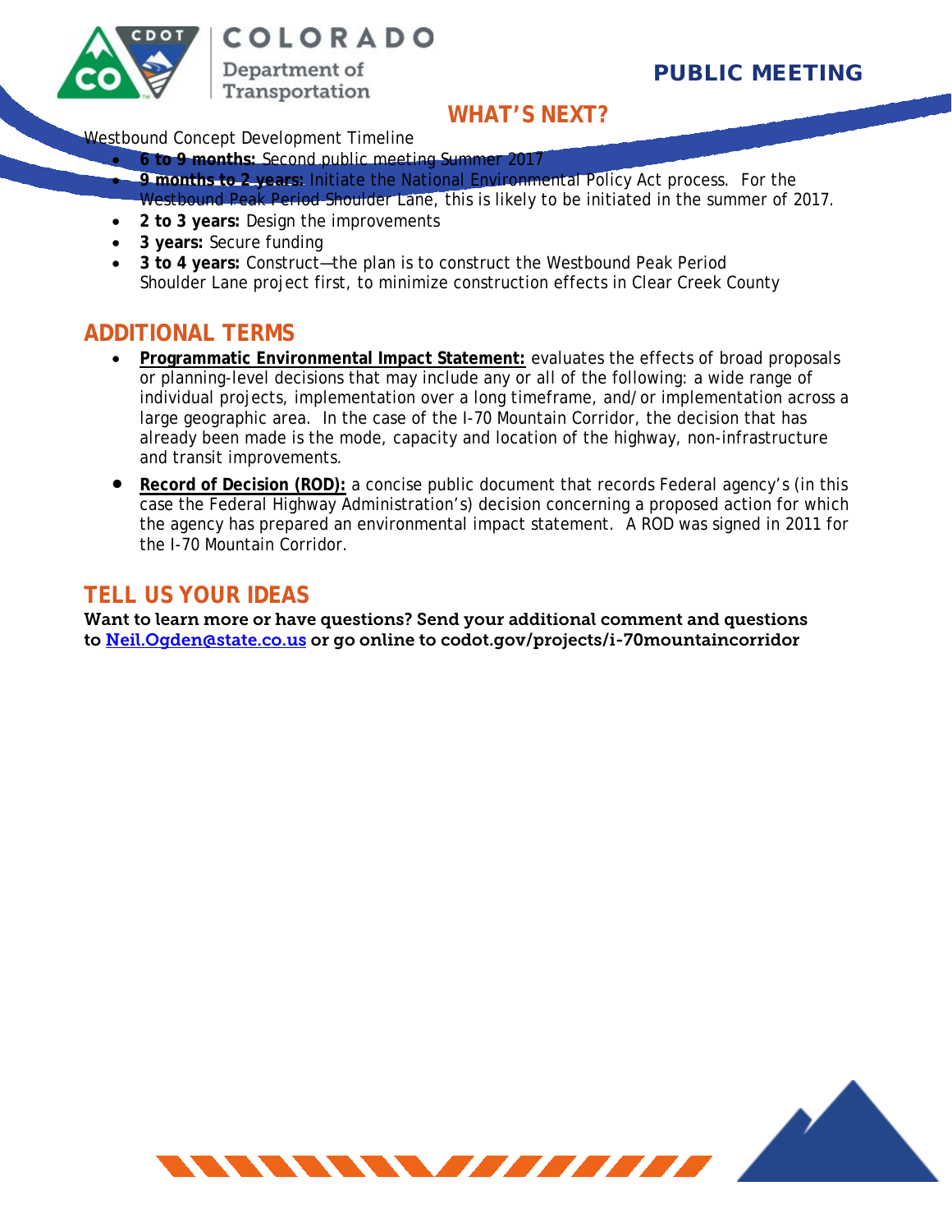## WHAT'S NEXT?

Westbound Concept Development Timeline

- **6 to 9 months:** Second public meeting Summer 2017
- **9 months to 2 years:** Initiate the National Environmental Policy Act process. For the Westbound Peak Period Shoulder Lane, this is likely to be initiated in the summer of 2017.
- **2 to 3 years:** Design the improvements
- **3 years:** Secure funding
- **3 to 4 years:** Construct—the plan is to construct the Westbound Peak Period Shoulder Lane project first, to minimize construction effects in Clear Creek County

## ADDITIONAL TERMS

- **Programmatic Environmental Impact Statement:** evaluates the effects of broad proposals or planning-level decisions that may include any or all of the following: a wide range of individual projects, implementation over a long timeframe, and/or implementation across a large geographic area. In the case of the I-70 Mountain Corridor, the decision that has already been made is the mode, capacity and location of the highway, non-infrastructure and transit improvements.
- **Record of Decision (ROD):** a concise public document that records Federal agency's (in this case the Federal Highway Administration's) decision concerning a proposed action for which the agency has prepared an environmental impact statement. A ROD was signed in 2011 for the I-70 Mountain Corridor.

## TELL US YOUR IDEAS

**Want to learn more or have questions? Send your additional comment and questions to Neil.Ogden@state.co.us or go online to codot.gov/projects/i-70mountaincorridor**